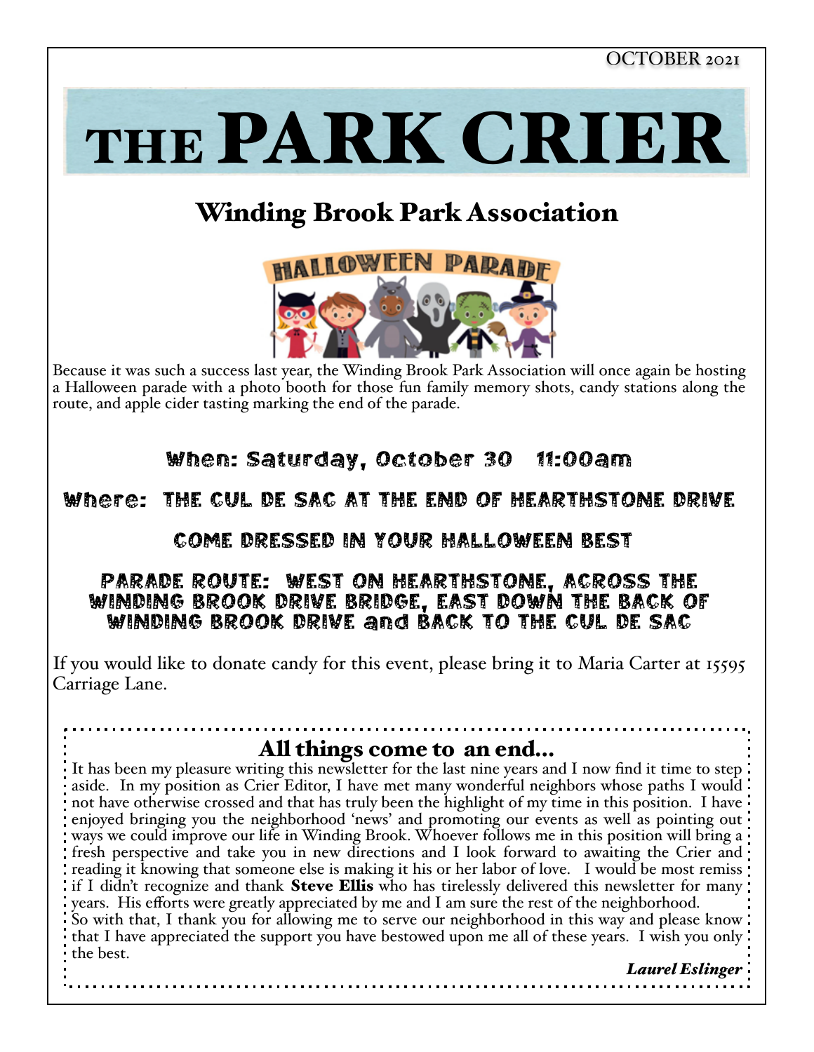OCTOBER 2021

# THE PARK CRIER

## Winding Brook Park Association

HALLOWEEN PARADE

Because it was such a success last year, the Winding Brook Park Association will once again be hosting a Halloween parade with a photo booth for those fun family memory shots, candy stations along the route, and apple cider tasting marking the end of the parade.

**When: Saturday, October 30 11:00am**

**Where: THE CUL DE SAC AT THE END OF HEARTHSTONE DRIVE**

**COME DRESSED IN YOUR HALLOWEEN BEST**

**PARADE ROUTE: WEST ON HEARTHSTONE, ACROSS THE WINDING BROOK DRIVE BRIDGE, EAST DOWN THE BACK OF WINDING BROOK DRIVE and BACK TO THE CUL DE SAC**

If you would like to donate candy for this event, please bring it to Maria Carter at 15595 Carriage Lane.

### All things come to an end…

It has been my pleasure writing this newsletter for the last nine years and I now find it time to step aside. In my position as Crier Editor, I have met many wonderful neighbors whose paths I would not have otherwise crossed and that has truly been the highlight of my time in this position. I have enjoyed bringing you the neighborhood 'news' and promoting our events as well as pointing out ways we could improve our life in Winding Brook. Whoever follows me in this position will bring a fresh perspective and take you in new directions and I look forward to awaiting the Crier and reading it knowing that someone else is making it his or her labor of love. I would be most remiss if I didn't recognize and thank **Steve Ellis** who has tirelessly delivered this newsletter for many years. His efforts were greatly appreciated by me and I am sure the rest of the neighborhood.
So with that, I thank you for allowing me to serve our neighborhood in this way and please know that I have appreciated the support you have bestowed upon me all of these years. I wish you only the best.

***Laurel Eslinger***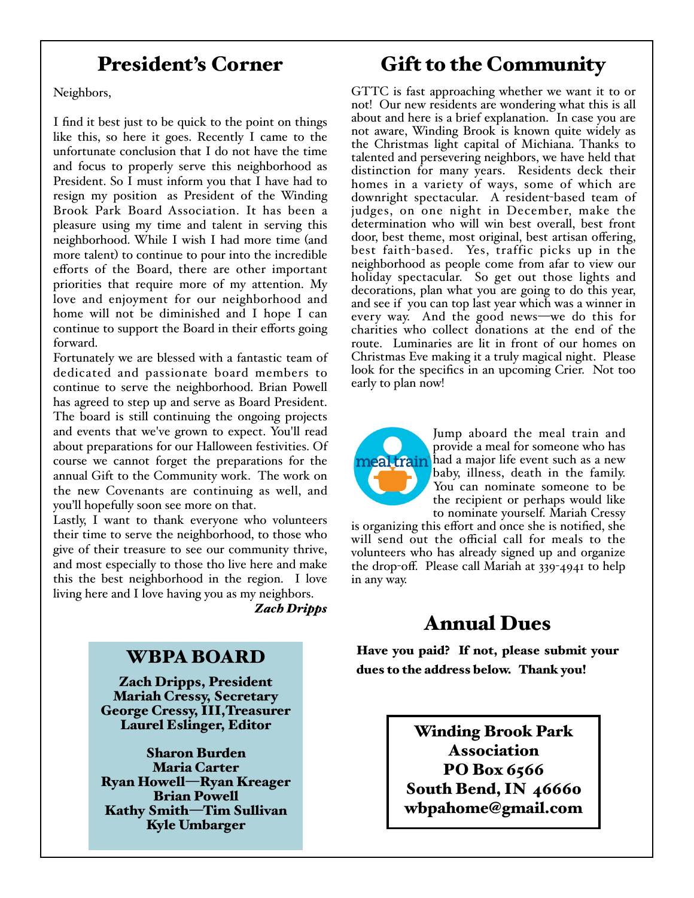## President's Corner

Neighbors,

I find it best just to be quick to the point on things like this, so here it goes. Recently I came to the unfortunate conclusion that I do not have the time and focus to properly serve this neighborhood as President. So I must inform you that I have had to resign my position as President of the Winding Brook Park Board Association. It has been a pleasure using my time and talent in serving this neighborhood. While I wish I had more time (and more talent) to continue to pour into the incredible efforts of the Board, there are other important priorities that require more of my attention. My love and enjoyment for our neighborhood and home will not be diminished and I hope I can continue to support the Board in their efforts going forward.

Fortunately we are blessed with a fantastic team of dedicated and passionate board members to continue to serve the neighborhood. Brian Powell has agreed to step up and serve as Board President. The board is still continuing the ongoing projects and events that we've grown to expect. You'll read about preparations for our Halloween festivities. Of course we cannot forget the preparations for the annual Gift to the Community work. The work on the new Covenants are continuing as well, and you'll hopefully soon see more on that.

Lastly, I want to thank everyone who volunteers their time to serve the neighborhood, to those who give of their treasure to see our community thrive, and most especially to those tho live here and make this the best neighborhood in the region. I love living here and I love having you as my neighbors.

***Zach Dripps***

## WBPA BOARD

**Zach Dripps, President**
**Mariah Cressy, Secretary**
**George Cressy, III, Treasurer**
**Laurel Eslinger, Editor**

**Sharon Burden**
**Maria Carter**
**Ryan Howell—Ryan Kreager**
**Brian Powell**
**Kathy Smith—Tim Sullivan**
**Kyle Umbarger**

## Gift to the Community

GTTC is fast approaching whether we want it to or not! Our new residents are wondering what this is all about and here is a brief explanation. In case you are not aware, Winding Brook is known quite widely as the Christmas light capital of Michiana. Thanks to talented and persevering neighbors, we have held that distinction for many years. Residents deck their homes in a variety of ways, some of which are downright spectacular. A resident-based team of judges, on one night in December, make the determination who will win best overall, best front door, best theme, most original, best artisan offering, best faith-based. Yes, traffic picks up in the neighborhood as people come from afar to view our holiday spectacular. So get out those lights and decorations, plan what you are going to do this year, and see if you can top last year which was a winner in every way. And the good news—we do this for charities who collect donations at the end of the route. Luminaries are lit in front of our homes on Christmas Eve making it a truly magical night. Please look for the specifics in an upcoming Crier. Not too early to plan now!

meal train

Jump aboard the meal train and provide a meal for someone who has had a major life event such as a new baby, illness, death in the family. You can nominate someone to be the recipient or perhaps would like to nominate yourself. Mariah Cressy is organizing this effort and once she is notified, she will send out the official call for meals to the volunteers who has already signed up and organize the drop-off. Please call Mariah at 339-4941 to help in any way.

## Annual Dues

**Have you paid? If not, please submit your dues to the address below. Thank you!**

**Winding Brook Park Association**
**PO Box 6566**
**South Bend, IN 46660**
**wbpahome@gmail.com**